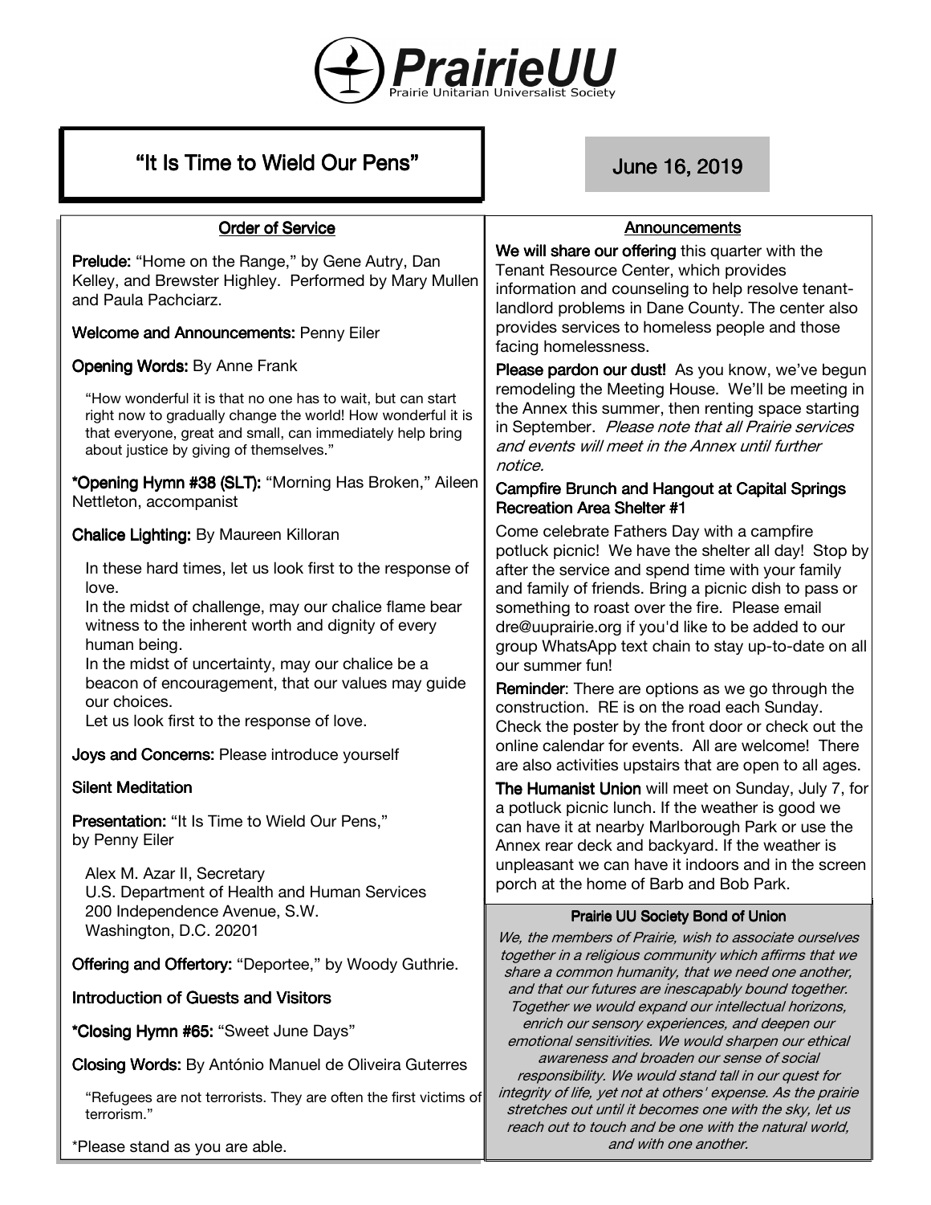# PrairieUU

Prairie Unitarian Universalist Society

## "It Is Time to Wield Our Pens"

June 16, 2019

### Order of Service

**Prelude:** "Home on the Range," by Gene Autry, Dan Kelley, and Brewster Highley. Performed by Mary Mullen and Paula Pachciarz.

**Welcome and Announcements:** Penny Eiler

**Opening Words:** By Anne Frank

> "How wonderful it is that no one has to wait, but can start right now to gradually change the world! How wonderful it is that everyone, great and small, can immediately help bring about justice by giving of themselves."

**\*Opening Hymn #38 (SLT):** "Morning Has Broken," Aileen Nettleton, accompanist

**Chalice Lighting:** By Maureen Killoran

> In these hard times, let us look first to the response of love.
> In the midst of challenge, may our chalice flame bear witness to the inherent worth and dignity of every human being.
> In the midst of uncertainty, may our chalice be a beacon of encouragement, that our values may guide our choices.
> Let us look first to the response of love.

**Joys and Concerns:** Please introduce yourself

**Silent Meditation**

**Presentation:** "It Is Time to Wield Our Pens," by Penny Eiler

> Alex M. Azar II, Secretary
> U.S. Department of Health and Human Services
> 200 Independence Avenue, S.W.
> Washington, D.C. 20201

**Offering and Offertory:** "Deportee," by Woody Guthrie.

**Introduction of Guests and Visitors**

**\*Closing Hymn #65:** "Sweet June Days"

**Closing Words:** By António Manuel de Oliveira Guterres

> "Refugees are not terrorists. They are often the first victims of terrorism."

\*Please stand as you are able.

### Announcements

**We will share our offering** this quarter with the Tenant Resource Center, which provides information and counseling to help resolve tenant-landlord problems in Dane County. The center also provides services to homeless people and those facing homelessness.

**Please pardon our dust!** As you know, we've begun remodeling the Meeting House. We'll be meeting in the Annex this summer, then renting space starting in September. *Please note that all Prairie services and events will meet in the Annex until further notice.*

**Campfire Brunch and Hangout at Capital Springs Recreation Area Shelter #1**

Come celebrate Fathers Day with a campfire potluck picnic! We have the shelter all day! Stop by after the service and spend time with your family and family of friends. Bring a picnic dish to pass or something to roast over the fire. Please email dre@uuprairie.org if you'd like to be added to our group WhatsApp text chain to stay up-to-date on all our summer fun!

**Reminder**: There are options as we go through the construction. RE is on the road each Sunday. Check the poster by the front door or check out the online calendar for events. All are welcome! There are also activities upstairs that are open to all ages.

**The Humanist Union** will meet on Sunday, July 7, for a potluck picnic lunch. If the weather is good we can have it at nearby Marlborough Park or use the Annex rear deck and backyard. If the weather is unpleasant we can have it indoors and in the screen porch at the home of Barb and Bob Park.

### Prairie UU Society Bond of Union

*We, the members of Prairie, wish to associate ourselves together in a religious community which affirms that we share a common humanity, that we need one another, and that our futures are inescapably bound together. Together we would expand our intellectual horizons, enrich our sensory experiences, and deepen our emotional sensitivities. We would sharpen our ethical awareness and broaden our sense of social responsibility. We would stand tall in our quest for integrity of life, yet not at others' expense. As the prairie stretches out until it becomes one with the sky, let us reach out to touch and be one with the natural world, and with one another.*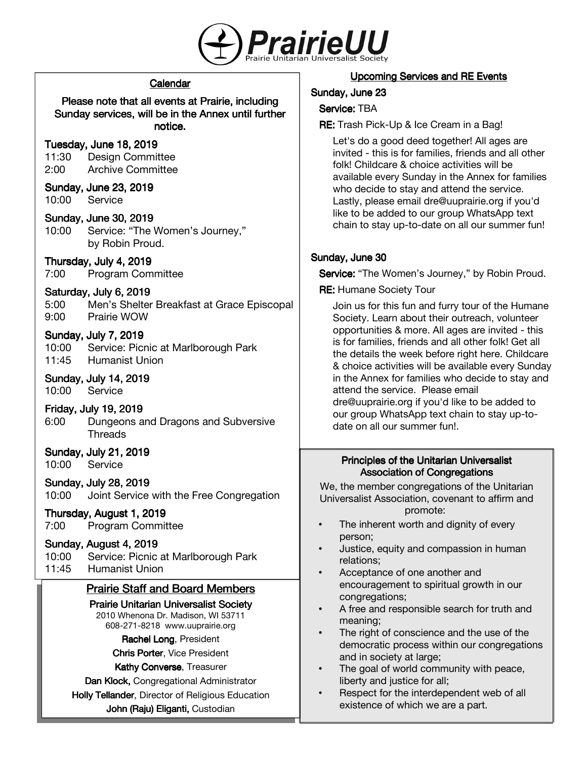# PrairieUU

Prairie Unitarian Universalist Society

## Calendar

**Please note that all events at Prairie, including Sunday services, will be in the Annex until further notice.**

**Tuesday, June 18, 2019**
11:30 Design Committee
2:00 Archive Committee

**Sunday, June 23, 2019**
10:00 Service

**Sunday, June 30, 2019**
10:00 Service: "The Women's Journey," by Robin Proud.

**Thursday, July 4, 2019**
7:00 Program Committee

**Saturday, July 6, 2019**
5:00 Men's Shelter Breakfast at Grace Episcopal
9:00 Prairie WOW

**Sunday, July 7, 2019**
10:00 Service: Picnic at Marlborough Park
11:45 Humanist Union

**Sunday, July 14, 2019**
10:00 Service

**Friday, July 19, 2019**
6:00 Dungeons and Dragons and Subversive Threads

**Sunday, July 21, 2019**
10:00 Service

**Sunday, July 28, 2019**
10:00 Joint Service with the Free Congregation

**Thursday, August 1, 2019**
7:00 Program Committee

**Sunday, August 4, 2019**
10:00 Service: Picnic at Marlborough Park
11:45 Humanist Union

## Prairie Staff and Board Members

**Prairie Unitarian Universalist Society**
2010 Whenona Dr. Madison, WI 53711
608-271-8218 www.uuprairie.org

**Rachel Long**, President
**Chris Porter**, Vice President
**Kathy Converse**, Treasurer
**Dan Klock,** Congregational Administrator
**Holly Tellander**, Director of Religious Education
**John (Raju) Eliganti,** Custodian

## Upcoming Services and RE Events

### Sunday, June 23

**Service:** TBA

**RE:** Trash Pick-Up & Ice Cream in a Bag!

Let's do a good deed together! All ages are invited - this is for families, friends and all other folk! Childcare & choice activities will be available every Sunday in the Annex for families who decide to stay and attend the service. Lastly, please email dre@uuprairie.org if you'd like to be added to our group WhatsApp text chain to stay up-to-date on all our summer fun!

### Sunday, June 30

**Service:** "The Women's Journey," by Robin Proud.

**RE:** Humane Society Tour

Join us for this fun and furry tour of the Humane Society. Learn about their outreach, volunteer opportunities & more. All ages are invited - this is for families, friends and all other folk! Get all the details the week before right here. Childcare & choice activities will be available every Sunday in the Annex for families who decide to stay and attend the service. Please email dre@uuprairie.org if you'd like to be added to our group WhatsApp text chain to stay up-to-date on all our summer fun!.

## Principles of the Unitarian Universalist Association of Congregations

We, the member congregations of the Unitarian Universalist Association, covenant to affirm and promote:

- The inherent worth and dignity of every person;
- Justice, equity and compassion in human relations;
- Acceptance of one another and encouragement to spiritual growth in our congregations;
- A free and responsible search for truth and meaning;
- The right of conscience and the use of the democratic process within our congregations and in society at large;
- The goal of world community with peace, liberty and justice for all;
- Respect for the interdependent web of all existence of which we are a part.